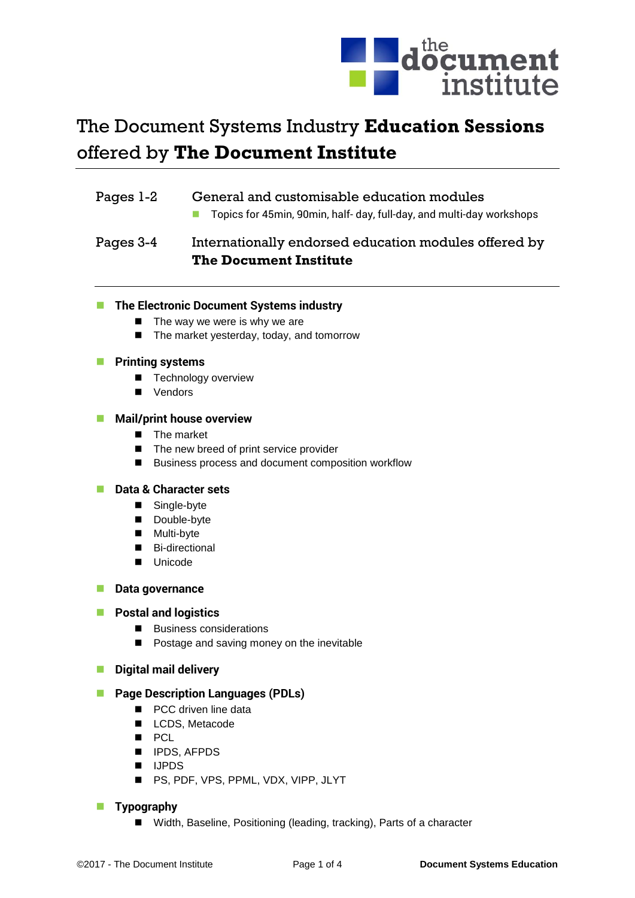# The Document Systems Industry **Education Sessions** offered by **The Document Institute**

| | |
|---|---|
| Pages 1-2 | General and customisable education modules<br>- Topics for 45min, 90min, half- day, full-day, and multi-day workshops |
| Pages 3-4 | Internationally endorsed education modules offered by **The Document Institute** |

---

- **The Electronic Document Systems industry**
  - The way we were is why we are
  - The market yesterday, today, and tomorrow
- **Printing systems**
  - Technology overview
  - Vendors
- **Mail/print house overview**
  - The market
  - The new breed of print service provider
  - Business process and document composition workflow
- **Data & Character sets**
  - Single-byte
  - Double-byte
  - Multi-byte
  - Bi-directional
  - Unicode
- **Data governance**
- **Postal and logistics**
  - Business considerations
  - Postage and saving money on the inevitable
- **Digital mail delivery**
- **Page Description Languages (PDLs)**
  - PCC driven line data
  - LCDS, Metacode
  - PCL
  - IPDS, AFPDS
  - IJPDS
  - PS, PDF, VPS, PPML, VDX, VIPP, JLYT
- **Typography**
  - Width, Baseline, Positioning (leading, tracking), Parts of a character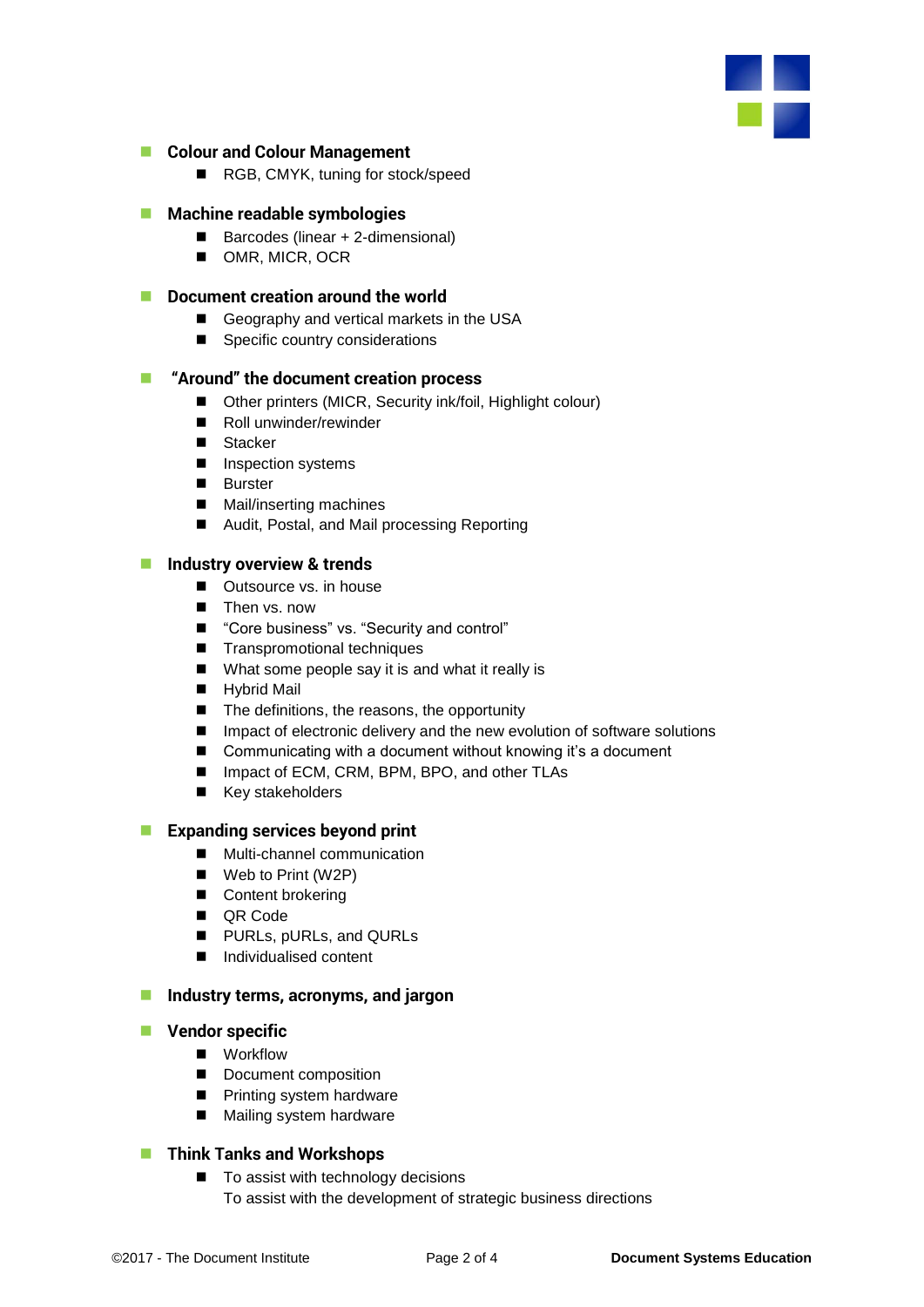- **Colour and Colour Management**
  - RGB, CMYK, tuning for stock/speed

- **Machine readable symbologies**
  - Barcodes (linear + 2-dimensional)
  - OMR, MICR, OCR

- **Document creation around the world**
  - Geography and vertical markets in the USA
  - Specific country considerations

- **"Around" the document creation process**
  - Other printers (MICR, Security ink/foil, Highlight colour)
  - Roll unwinder/rewinder
  - Stacker
  - Inspection systems
  - Burster
  - Mail/inserting machines
  - Audit, Postal, and Mail processing Reporting

- **Industry overview & trends**
  - Outsource vs. in house
  - Then vs. now
  - "Core business" vs. "Security and control"
  - Transpromotional techniques
  - What some people say it is and what it really is
  - Hybrid Mail
  - The definitions, the reasons, the opportunity
  - Impact of electronic delivery and the new evolution of software solutions
  - Communicating with a document without knowing it's a document
  - Impact of ECM, CRM, BPM, BPO, and other TLAs
  - Key stakeholders

- **Expanding services beyond print**
  - Multi-channel communication
  - Web to Print (W2P)
  - Content brokering
  - QR Code
  - PURLs, pURLs, and QURLs
  - Individualised content

- **Industry terms, acronyms, and jargon**

- **Vendor specific**
  - Workflow
  - Document composition
  - Printing system hardware
  - Mailing system hardware

- **Think Tanks and Workshops**
  - To assist with technology decisions
    To assist with the development of strategic business directions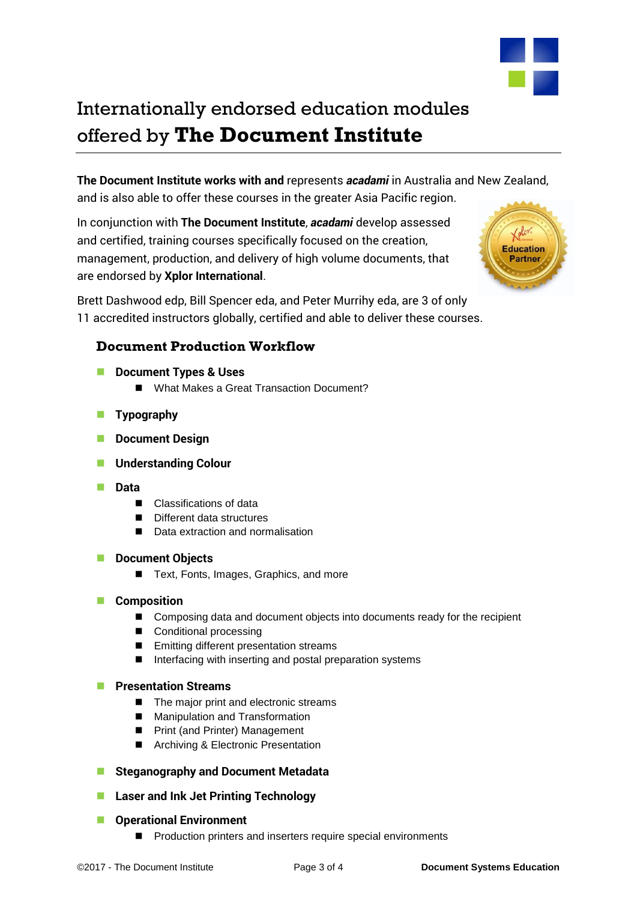# Internationally endorsed education modules offered by **The Document Institute**

**The Document Institute works with and** represents ***acadami*** in Australia and New Zealand, and is also able to offer these courses in the greater Asia Pacific region.

In conjunction with **The Document Institute**, ***acadami*** develop assessed and certified, training courses specifically focused on the creation, management, production, and delivery of high volume documents, that are endorsed by **Xplor International**.

Brett Dashwood edp, Bill Spencer eda, and Peter Murrihy eda, are 3 of only 11 accredited instructors globally, certified and able to deliver these courses.

## Document Production Workflow

- **Document Types & Uses**
  - What Makes a Great Transaction Document?
- **Typography**
- **Document Design**
- **Understanding Colour**
- **Data**
  - Classifications of data
  - Different data structures
  - Data extraction and normalisation
- **Document Objects**
  - Text, Fonts, Images, Graphics, and more
- **Composition**
  - Composing data and document objects into documents ready for the recipient
  - Conditional processing
  - Emitting different presentation streams
  - Interfacing with inserting and postal preparation systems
- **Presentation Streams**
  - The major print and electronic streams
  - Manipulation and Transformation
  - Print (and Printer) Management
  - Archiving & Electronic Presentation
- **Steganography and Document Metadata**
- **Laser and Ink Jet Printing Technology**
- **Operational Environment**
  - Production printers and inserters require special environments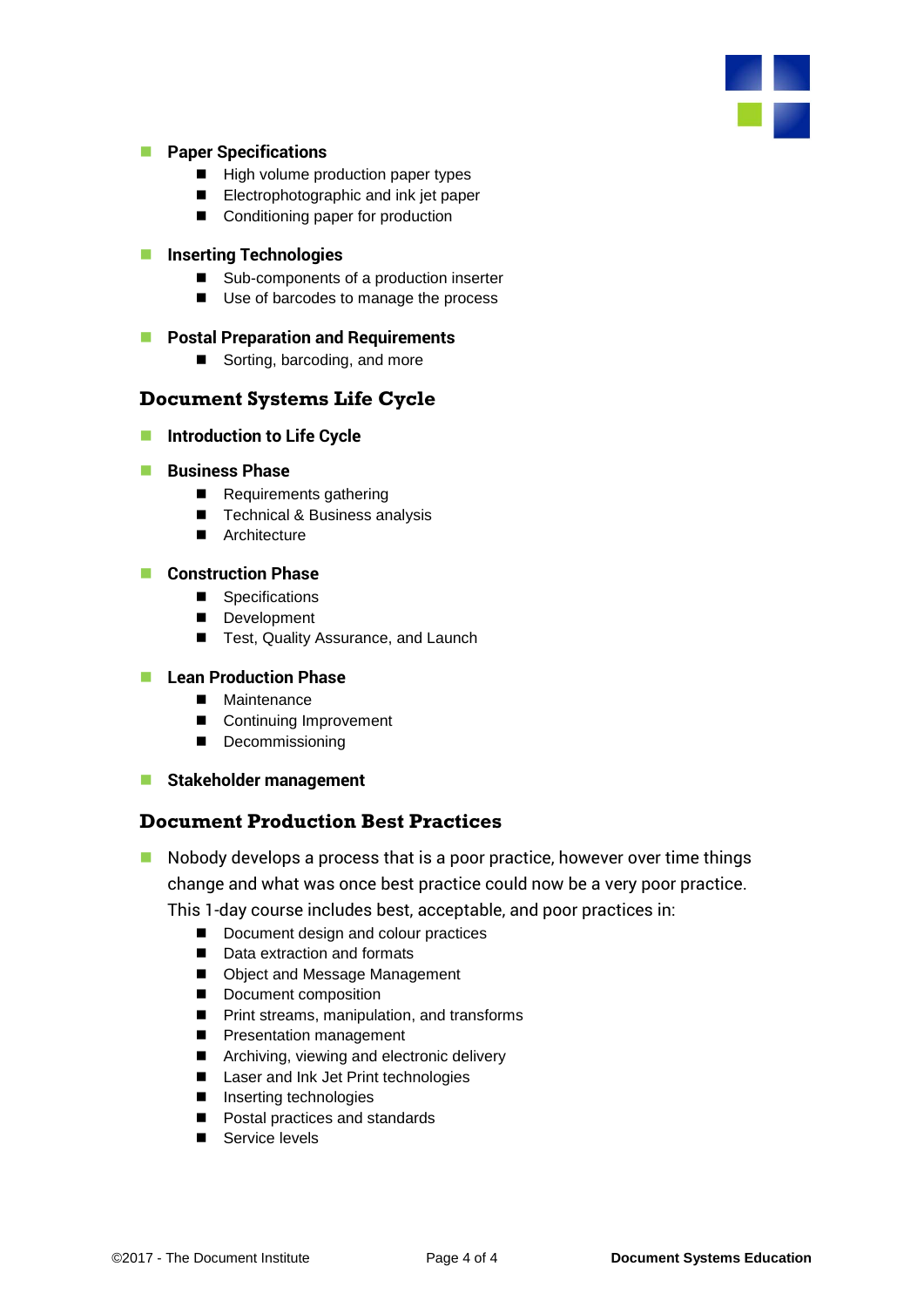- **Paper Specifications**
  - High volume production paper types
  - Electrophotographic and ink jet paper
  - Conditioning paper for production

- **Inserting Technologies**
  - Sub-components of a production inserter
  - Use of barcodes to manage the process

- **Postal Preparation and Requirements**
  - Sorting, barcoding, and more

## Document Systems Life Cycle

- **Introduction to Life Cycle**

- **Business Phase**
  - Requirements gathering
  - Technical & Business analysis
  - Architecture

- **Construction Phase**
  - Specifications
  - Development
  - Test, Quality Assurance, and Launch

- **Lean Production Phase**
  - Maintenance
  - Continuing Improvement
  - Decommissioning

- **Stakeholder management**

## Document Production Best Practices

- Nobody develops a process that is a poor practice, however over time things change and what was once best practice could now be a very poor practice. This 1-day course includes best, acceptable, and poor practices in:
  - Document design and colour practices
  - Data extraction and formats
  - Object and Message Management
  - Document composition
  - Print streams, manipulation, and transforms
  - Presentation management
  - Archiving, viewing and electronic delivery
  - Laser and Ink Jet Print technologies
  - Inserting technologies
  - Postal practices and standards
  - Service levels